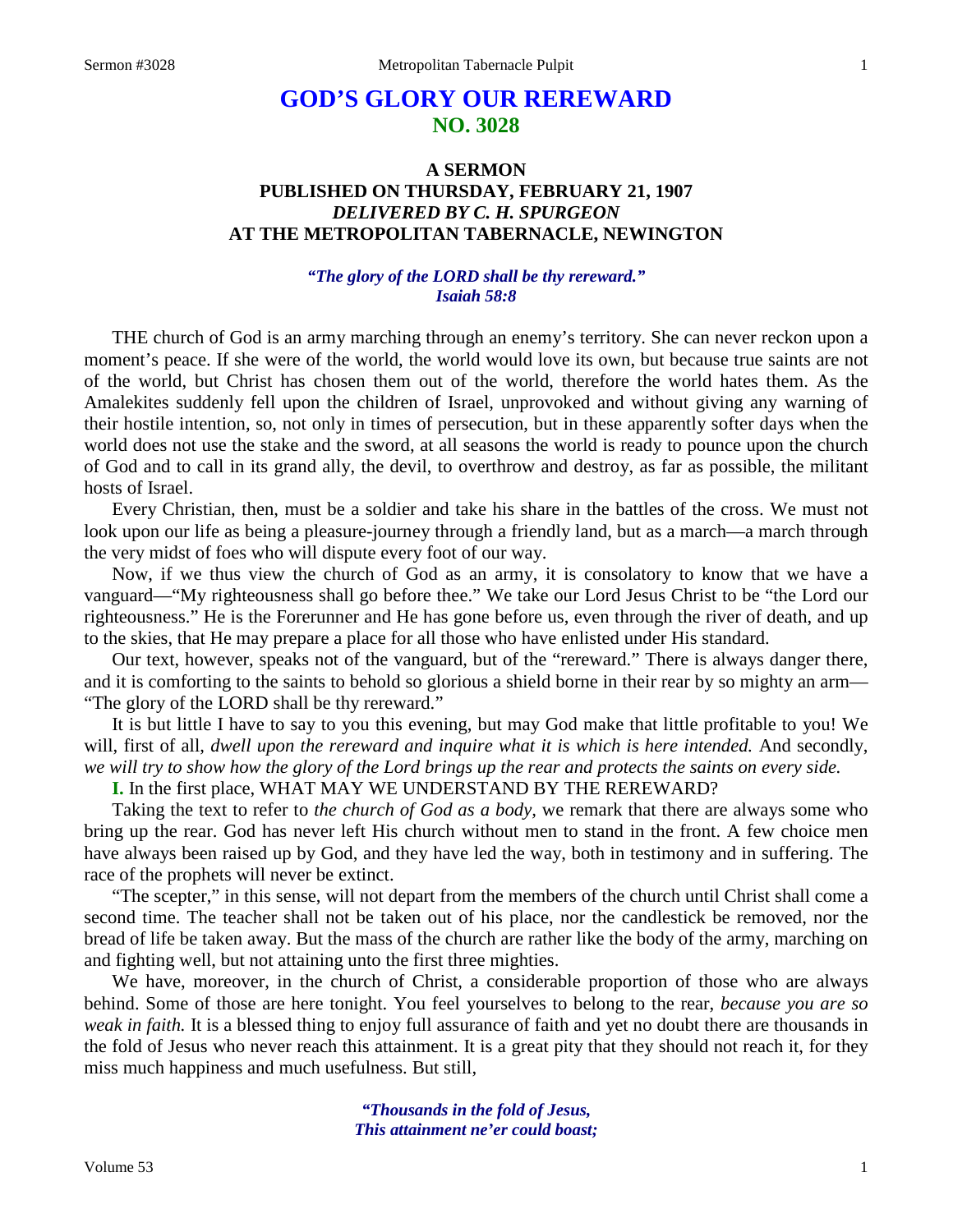# GOD'S GLORY OUR REREWARD
## NO. 3028

### A SERMON
### PUBLISHED ON THURSDAY, FEBRUARY 21, 1907
### *DELIVERED BY C. H. SPURGEON*
### AT THE METROPOLITAN TABERNACLE, NEWINGTON

*"The glory of the LORD shall be thy rereward."*
*Isaiah 58:8*

THE church of God is an army marching through an enemy's territory. She can never reckon upon a moment's peace. If she were of the world, the world would love its own, but because true saints are not of the world, but Christ has chosen them out of the world, therefore the world hates them. As the Amalekites suddenly fell upon the children of Israel, unprovoked and without giving any warning of their hostile intention, so, not only in times of persecution, but in these apparently softer days when the world does not use the stake and the sword, at all seasons the world is ready to pounce upon the church of God and to call in its grand ally, the devil, to overthrow and destroy, as far as possible, the militant hosts of Israel.

Every Christian, then, must be a soldier and take his share in the battles of the cross. We must not look upon our life as being a pleasure-journey through a friendly land, but as a march—a march through the very midst of foes who will dispute every foot of our way.

Now, if we thus view the church of God as an army, it is consolatory to know that we have a vanguard—"My righteousness shall go before thee." We take our Lord Jesus Christ to be "the Lord our righteousness." He is the Forerunner and He has gone before us, even through the river of death, and up to the skies, that He may prepare a place for all those who have enlisted under His standard.

Our text, however, speaks not of the vanguard, but of the "rereward." There is always danger there, and it is comforting to the saints to behold so glorious a shield borne in their rear by so mighty an arm—"The glory of the LORD shall be thy rereward."

It is but little I have to say to you this evening, but may God make that little profitable to you! We will, first of all, *dwell upon the rereward and inquire what it is which is here intended.* And secondly, *we will try to show how the glory of the Lord brings up the rear and protects the saints on every side.*

**I.** In the first place, WHAT MAY WE UNDERSTAND BY THE REREWARD?

Taking the text to refer to *the church of God as a body,* we remark that there are always some who bring up the rear. God has never left His church without men to stand in the front. A few choice men have always been raised up by God, and they have led the way, both in testimony and in suffering. The race of the prophets will never be extinct.

"The scepter," in this sense, will not depart from the members of the church until Christ shall come a second time. The teacher shall not be taken out of his place, nor the candlestick be removed, nor the bread of life be taken away. But the mass of the church are rather like the body of the army, marching on and fighting well, but not attaining unto the first three mighties.

We have, moreover, in the church of Christ, a considerable proportion of those who are always behind. Some of those are here tonight. You feel yourselves to belong to the rear, *because you are so weak in faith.* It is a blessed thing to enjoy full assurance of faith and yet no doubt there are thousands in the fold of Jesus who never reach this attainment. It is a great pity that they should not reach it, for they miss much happiness and much usefulness. But still,

*"Thousands in the fold of Jesus,*
*This attainment ne'er could boast;*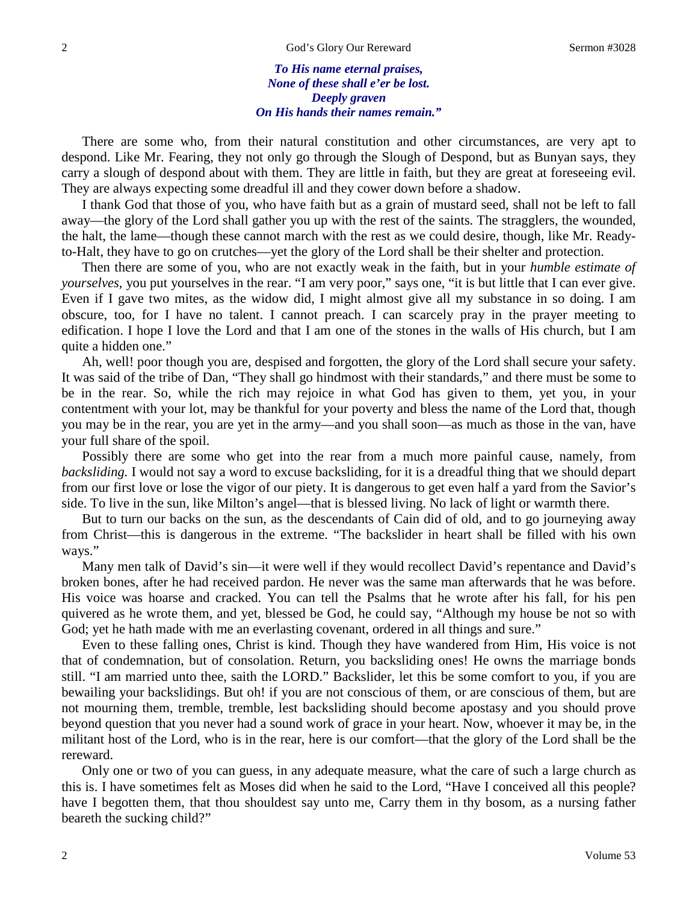*To His name eternal praises,*
*None of these shall e'er be lost.*
*Deeply graven*
*On His hands their names remain."*

There are some who, from their natural constitution and other circumstances, are very apt to despond. Like Mr. Fearing, they not only go through the Slough of Despond, but as Bunyan says, they carry a slough of despond about with them. They are little in faith, but they are great at foreseeing evil. They are always expecting some dreadful ill and they cower down before a shadow.

I thank God that those of you, who have faith but as a grain of mustard seed, shall not be left to fall away—the glory of the Lord shall gather you up with the rest of the saints. The stragglers, the wounded, the halt, the lame—though these cannot march with the rest as we could desire, though, like Mr. Ready-to-Halt, they have to go on crutches—yet the glory of the Lord shall be their shelter and protection.

Then there are some of you, who are not exactly weak in the faith, but in your *humble estimate of yourselves*, you put yourselves in the rear. "I am very poor," says one, "it is but little that I can ever give. Even if I gave two mites, as the widow did, I might almost give all my substance in so doing. I am obscure, too, for I have no talent. I cannot preach. I can scarcely pray in the prayer meeting to edification. I hope I love the Lord and that I am one of the stones in the walls of His church, but I am quite a hidden one."

Ah, well! poor though you are, despised and forgotten, the glory of the Lord shall secure your safety. It was said of the tribe of Dan, "They shall go hindmost with their standards," and there must be some to be in the rear. So, while the rich may rejoice in what God has given to them, yet you, in your contentment with your lot, may be thankful for your poverty and bless the name of the Lord that, though you may be in the rear, you are yet in the army—and you shall soon—as much as those in the van, have your full share of the spoil.

Possibly there are some who get into the rear from a much more painful cause, namely, from *backsliding.* I would not say a word to excuse backsliding, for it is a dreadful thing that we should depart from our first love or lose the vigor of our piety. It is dangerous to get even half a yard from the Savior's side. To live in the sun, like Milton's angel—that is blessed living. No lack of light or warmth there.

But to turn our backs on the sun, as the descendants of Cain did of old, and to go journeying away from Christ—this is dangerous in the extreme. "The backslider in heart shall be filled with his own ways."

Many men talk of David's sin—it were well if they would recollect David's repentance and David's broken bones, after he had received pardon. He never was the same man afterwards that he was before. His voice was hoarse and cracked. You can tell the Psalms that he wrote after his fall, for his pen quivered as he wrote them, and yet, blessed be God, he could say, "Although my house be not so with God; yet he hath made with me an everlasting covenant, ordered in all things and sure."

Even to these falling ones, Christ is kind. Though they have wandered from Him, His voice is not that of condemnation, but of consolation. Return, you backsliding ones! He owns the marriage bonds still. "I am married unto thee, saith the LORD." Backslider, let this be some comfort to you, if you are bewailing your backslidings. But oh! if you are not conscious of them, or are conscious of them, but are not mourning them, tremble, tremble, lest backsliding should become apostasy and you should prove beyond question that you never had a sound work of grace in your heart. Now, whoever it may be, in the militant host of the Lord, who is in the rear, here is our comfort—that the glory of the Lord shall be the rereward.

Only one or two of you can guess, in any adequate measure, what the care of such a large church as this is. I have sometimes felt as Moses did when he said to the Lord, "Have I conceived all this people? have I begotten them, that thou shouldest say unto me, Carry them in thy bosom, as a nursing father beareth the sucking child?"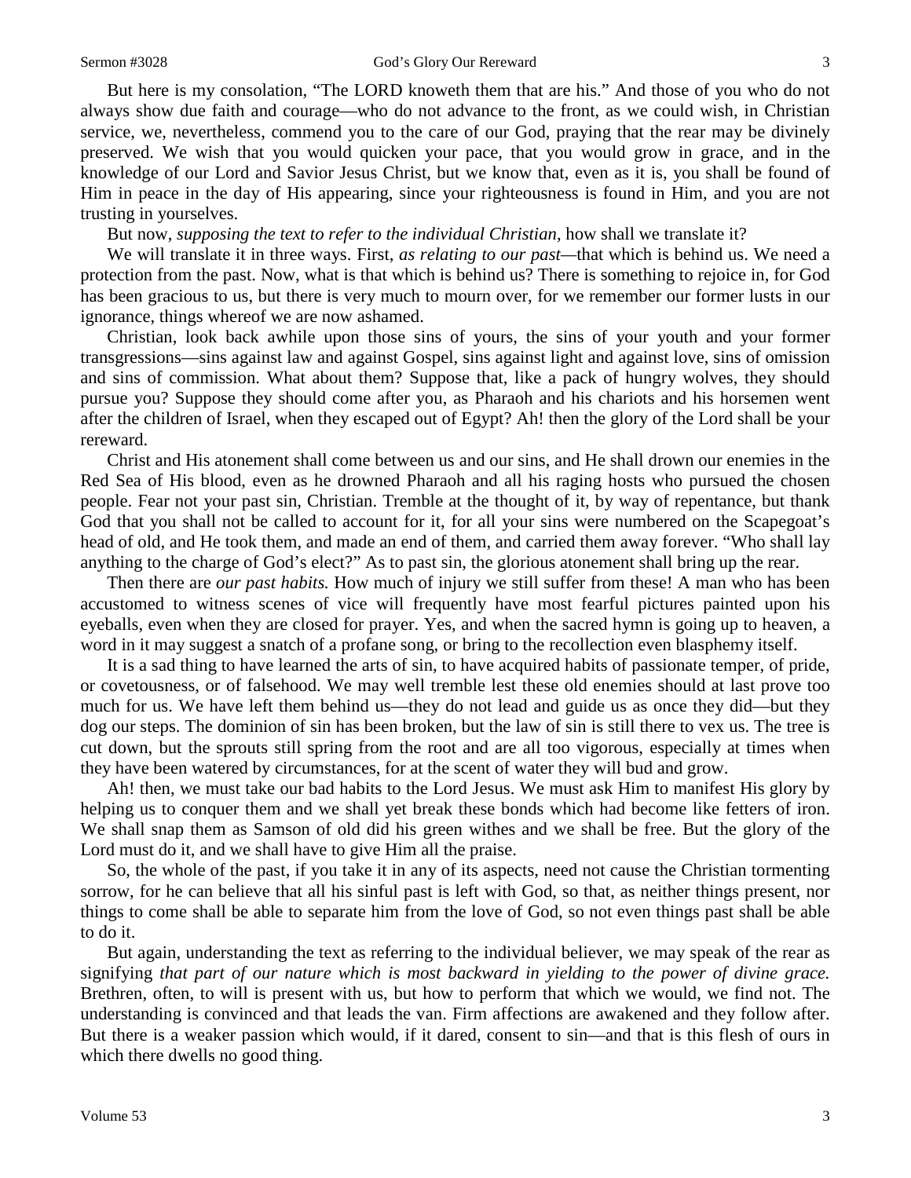But here is my consolation, "The LORD knoweth them that are his." And those of you who do not always show due faith and courage—who do not advance to the front, as we could wish, in Christian service, we, nevertheless, commend you to the care of our God, praying that the rear may be divinely preserved. We wish that you would quicken your pace, that you would grow in grace, and in the knowledge of our Lord and Savior Jesus Christ, but we know that, even as it is, you shall be found of Him in peace in the day of His appearing, since your righteousness is found in Him, and you are not trusting in yourselves.

But now, *supposing the text to refer to the individual Christian*, how shall we translate it?

We will translate it in three ways. First, *as relating to our past*—that which is behind us. We need a protection from the past. Now, what is that which is behind us? There is something to rejoice in, for God has been gracious to us, but there is very much to mourn over, for we remember our former lusts in our ignorance, things whereof we are now ashamed.

Christian, look back awhile upon those sins of yours, the sins of your youth and your former transgressions—sins against law and against Gospel, sins against light and against love, sins of omission and sins of commission. What about them? Suppose that, like a pack of hungry wolves, they should pursue you? Suppose they should come after you, as Pharaoh and his chariots and his horsemen went after the children of Israel, when they escaped out of Egypt? Ah! then the glory of the Lord shall be your rereward.

Christ and His atonement shall come between us and our sins, and He shall drown our enemies in the Red Sea of His blood, even as he drowned Pharaoh and all his raging hosts who pursued the chosen people. Fear not your past sin, Christian. Tremble at the thought of it, by way of repentance, but thank God that you shall not be called to account for it, for all your sins were numbered on the Scapegoat's head of old, and He took them, and made an end of them, and carried them away forever. "Who shall lay anything to the charge of God's elect?" As to past sin, the glorious atonement shall bring up the rear.

Then there are *our past habits.* How much of injury we still suffer from these! A man who has been accustomed to witness scenes of vice will frequently have most fearful pictures painted upon his eyeballs, even when they are closed for prayer. Yes, and when the sacred hymn is going up to heaven, a word in it may suggest a snatch of a profane song, or bring to the recollection even blasphemy itself.

It is a sad thing to have learned the arts of sin, to have acquired habits of passionate temper, of pride, or covetousness, or of falsehood. We may well tremble lest these old enemies should at last prove too much for us. We have left them behind us—they do not lead and guide us as once they did—but they dog our steps. The dominion of sin has been broken, but the law of sin is still there to vex us. The tree is cut down, but the sprouts still spring from the root and are all too vigorous, especially at times when they have been watered by circumstances, for at the scent of water they will bud and grow.

Ah! then, we must take our bad habits to the Lord Jesus. We must ask Him to manifest His glory by helping us to conquer them and we shall yet break these bonds which had become like fetters of iron. We shall snap them as Samson of old did his green withes and we shall be free. But the glory of the Lord must do it, and we shall have to give Him all the praise.

So, the whole of the past, if you take it in any of its aspects, need not cause the Christian tormenting sorrow, for he can believe that all his sinful past is left with God, so that, as neither things present, nor things to come shall be able to separate him from the love of God, so not even things past shall be able to do it.

But again, understanding the text as referring to the individual believer, we may speak of the rear as signifying *that part of our nature which is most backward in yielding to the power of divine grace.* Brethren, often, to will is present with us, but how to perform that which we would, we find not. The understanding is convinced and that leads the van. Firm affections are awakened and they follow after. But there is a weaker passion which would, if it dared, consent to sin—and that is this flesh of ours in which there dwells no good thing.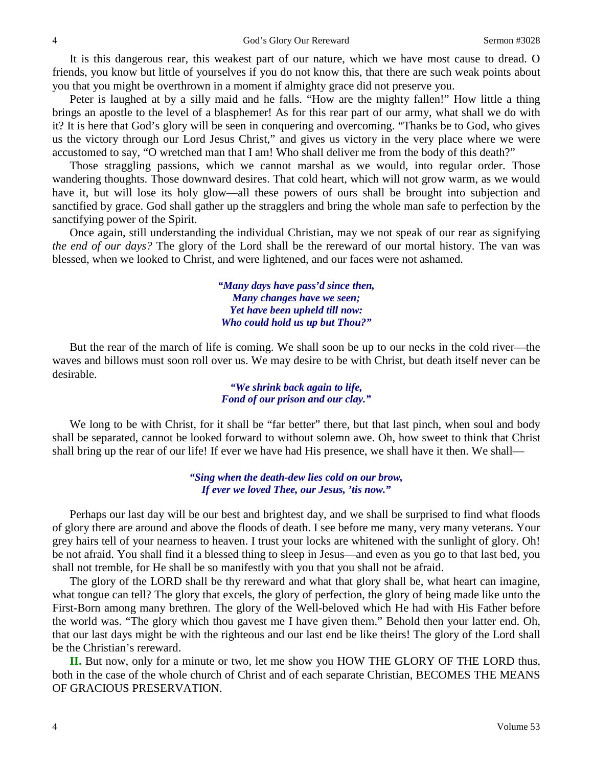It is this dangerous rear, this weakest part of our nature, which we have most cause to dread. O friends, you know but little of yourselves if you do not know this, that there are such weak points about you that you might be overthrown in a moment if almighty grace did not preserve you.

Peter is laughed at by a silly maid and he falls. "How are the mighty fallen!" How little a thing brings an apostle to the level of a blasphemer! As for this rear part of our army, what shall we do with it? It is here that God's glory will be seen in conquering and overcoming. "Thanks be to God, who gives us the victory through our Lord Jesus Christ," and gives us victory in the very place where we were accustomed to say, "O wretched man that I am! Who shall deliver me from the body of this death?"

Those straggling passions, which we cannot marshal as we would, into regular order. Those wandering thoughts. Those downward desires. That cold heart, which will not grow warm, as we would have it, but will lose its holy glow—all these powers of ours shall be brought into subjection and sanctified by grace. God shall gather up the stragglers and bring the whole man safe to perfection by the sanctifying power of the Spirit.

Once again, still understanding the individual Christian, may we not speak of our rear as signifying *the end of our days?* The glory of the Lord shall be the rereward of our mortal history. The van was blessed, when we looked to Christ, and were lightened, and our faces were not ashamed.

> ***"Many days have pass'd since then,***
> ***Many changes have we seen;***
> ***Yet have been upheld till now:***
> ***Who could hold us up but Thou?"***

But the rear of the march of life is coming. We shall soon be up to our necks in the cold river—the waves and billows must soon roll over us. We may desire to be with Christ, but death itself never can be desirable.

> ***"We shrink back again to life,***
> ***Fond of our prison and our clay."***

We long to be with Christ, for it shall be "far better" there, but that last pinch, when soul and body shall be separated, cannot be looked forward to without solemn awe. Oh, how sweet to think that Christ shall bring up the rear of our life! If ever we have had His presence, we shall have it then. We shall—

> ***"Sing when the death-dew lies cold on our brow,***
> ***If ever we loved Thee, our Jesus, 'tis now."***

Perhaps our last day will be our best and brightest day, and we shall be surprised to find what floods of glory there are around and above the floods of death. I see before me many, very many veterans. Your grey hairs tell of your nearness to heaven. I trust your locks are whitened with the sunlight of glory. Oh! be not afraid. You shall find it a blessed thing to sleep in Jesus—and even as you go to that last bed, you shall not tremble, for He shall be so manifestly with you that you shall not be afraid.

The glory of the LORD shall be thy rereward and what that glory shall be, what heart can imagine, what tongue can tell? The glory that excels, the glory of perfection, the glory of being made like unto the First-Born among many brethren. The glory of the Well-beloved which He had with His Father before the world was. "The glory which thou gavest me I have given them." Behold then your latter end. Oh, that our last days might be with the righteous and our last end be like theirs! The glory of the Lord shall be the Christian's rereward.

**II.** But now, only for a minute or two, let me show you HOW THE GLORY OF THE LORD thus, both in the case of the whole church of Christ and of each separate Christian, BECOMES THE MEANS OF GRACIOUS PRESERVATION.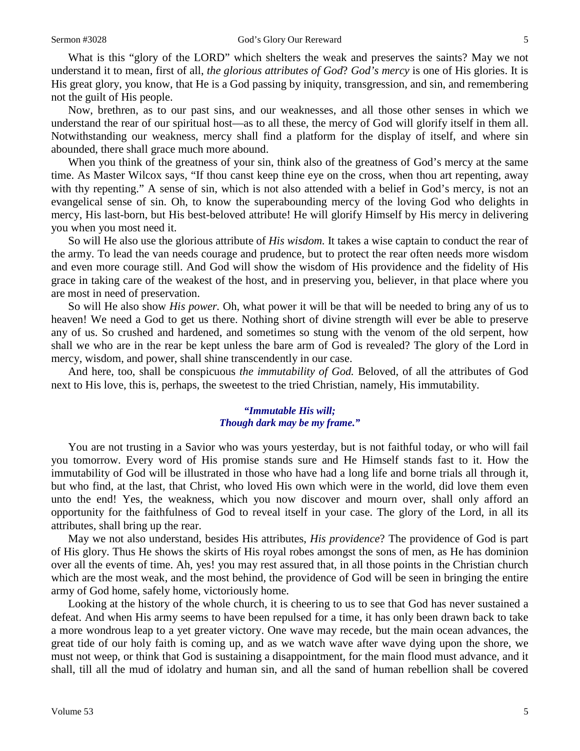What is this "glory of the LORD" which shelters the weak and preserves the saints? May we not understand it to mean, first of all, *the glorious attributes of God*? *God's mercy* is one of His glories. It is His great glory, you know, that He is a God passing by iniquity, transgression, and sin, and remembering not the guilt of His people.

Now, brethren, as to our past sins, and our weaknesses, and all those other senses in which we understand the rear of our spiritual host—as to all these, the mercy of God will glorify itself in them all. Notwithstanding our weakness, mercy shall find a platform for the display of itself, and where sin abounded, there shall grace much more abound.

When you think of the greatness of your sin, think also of the greatness of God's mercy at the same time. As Master Wilcox says, "If thou canst keep thine eye on the cross, when thou art repenting, away with thy repenting." A sense of sin, which is not also attended with a belief in God's mercy, is not an evangelical sense of sin. Oh, to know the superabounding mercy of the loving God who delights in mercy, His last-born, but His best-beloved attribute! He will glorify Himself by His mercy in delivering you when you most need it.

So will He also use the glorious attribute of *His wisdom.* It takes a wise captain to conduct the rear of the army. To lead the van needs courage and prudence, but to protect the rear often needs more wisdom and even more courage still. And God will show the wisdom of His providence and the fidelity of His grace in taking care of the weakest of the host, and in preserving you, believer, in that place where you are most in need of preservation.

So will He also show *His power.* Oh, what power it will be that will be needed to bring any of us to heaven! We need a God to get us there. Nothing short of divine strength will ever be able to preserve any of us. So crushed and hardened, and sometimes so stung with the venom of the old serpent, how shall we who are in the rear be kept unless the bare arm of God is revealed? The glory of the Lord in mercy, wisdom, and power, shall shine transcendently in our case.

And here, too, shall be conspicuous *the immutability of God.* Beloved, of all the attributes of God next to His love, this is, perhaps, the sweetest to the tried Christian, namely, His immutability.

> ***"Immutable His will;***
> ***Though dark may be my frame."***

You are not trusting in a Savior who was yours yesterday, but is not faithful today, or who will fail you tomorrow. Every word of His promise stands sure and He Himself stands fast to it. How the immutability of God will be illustrated in those who have had a long life and borne trials all through it, but who find, at the last, that Christ, who loved His own which were in the world, did love them even unto the end! Yes, the weakness, which you now discover and mourn over, shall only afford an opportunity for the faithfulness of God to reveal itself in your case. The glory of the Lord, in all its attributes, shall bring up the rear.

May we not also understand, besides His attributes, *His providence*? The providence of God is part of His glory. Thus He shows the skirts of His royal robes amongst the sons of men, as He has dominion over all the events of time. Ah, yes! you may rest assured that, in all those points in the Christian church which are the most weak, and the most behind, the providence of God will be seen in bringing the entire army of God home, safely home, victoriously home.

Looking at the history of the whole church, it is cheering to us to see that God has never sustained a defeat. And when His army seems to have been repulsed for a time, it has only been drawn back to take a more wondrous leap to a yet greater victory. One wave may recede, but the main ocean advances, the great tide of our holy faith is coming up, and as we watch wave after wave dying upon the shore, we must not weep, or think that God is sustaining a disappointment, for the main flood must advance, and it shall, till all the mud of idolatry and human sin, and all the sand of human rebellion shall be covered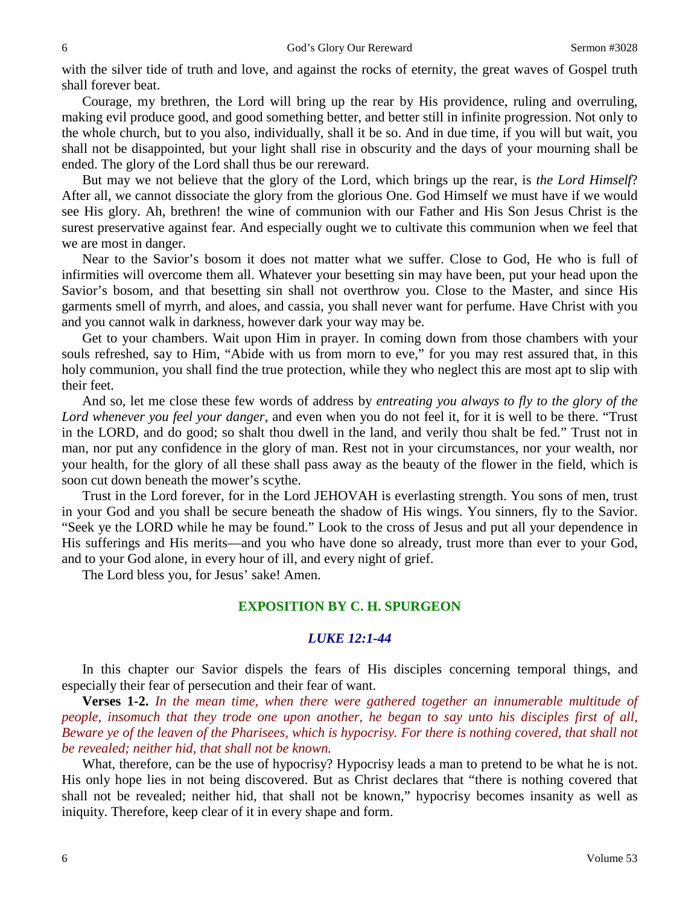with the silver tide of truth and love, and against the rocks of eternity, the great waves of Gospel truth shall forever beat.

Courage, my brethren, the Lord will bring up the rear by His providence, ruling and overruling, making evil produce good, and good something better, and better still in infinite progression. Not only to the whole church, but to you also, individually, shall it be so. And in due time, if you will but wait, you shall not be disappointed, but your light shall rise in obscurity and the days of your mourning shall be ended. The glory of the Lord shall thus be our rereward.

But may we not believe that the glory of the Lord, which brings up the rear, is *the Lord Himself*? After all, we cannot dissociate the glory from the glorious One. God Himself we must have if we would see His glory. Ah, brethren! the wine of communion with our Father and His Son Jesus Christ is the surest preservative against fear. And especially ought we to cultivate this communion when we feel that we are most in danger.

Near to the Savior's bosom it does not matter what we suffer. Close to God, He who is full of infirmities will overcome them all. Whatever your besetting sin may have been, put your head upon the Savior's bosom, and that besetting sin shall not overthrow you. Close to the Master, and since His garments smell of myrrh, and aloes, and cassia, you shall never want for perfume. Have Christ with you and you cannot walk in darkness, however dark your way may be.

Get to your chambers. Wait upon Him in prayer. In coming down from those chambers with your souls refreshed, say to Him, "Abide with us from morn to eve," for you may rest assured that, in this holy communion, you shall find the true protection, while they who neglect this are most apt to slip with their feet.

And so, let me close these few words of address by *entreating you always to fly to the glory of the Lord whenever you feel your danger*, and even when you do not feel it, for it is well to be there. "Trust in the LORD, and do good; so shalt thou dwell in the land, and verily thou shalt be fed." Trust not in man, nor put any confidence in the glory of man. Rest not in your circumstances, nor your wealth, nor your health, for the glory of all these shall pass away as the beauty of the flower in the field, which is soon cut down beneath the mower's scythe.

Trust in the Lord forever, for in the Lord JEHOVAH is everlasting strength. You sons of men, trust in your God and you shall be secure beneath the shadow of His wings. You sinners, fly to the Savior. "Seek ye the LORD while he may be found." Look to the cross of Jesus and put all your dependence in His sufferings and His merits—and you who have done so already, trust more than ever to your God, and to your God alone, in every hour of ill, and every night of grief.

The Lord bless you, for Jesus' sake! Amen.

## EXPOSITION BY C. H. SPURGEON

### *LUKE 12:1-44*

In this chapter our Savior dispels the fears of His disciples concerning temporal things, and especially their fear of persecution and their fear of want.

**Verses 1-2.** *In the mean time, when there were gathered together an innumerable multitude of people, insomuch that they trode one upon another, he began to say unto his disciples first of all, Beware ye of the leaven of the Pharisees, which is hypocrisy. For there is nothing covered, that shall not be revealed; neither hid, that shall not be known.*

What, therefore, can be the use of hypocrisy? Hypocrisy leads a man to pretend to be what he is not. His only hope lies in not being discovered. But as Christ declares that "there is nothing covered that shall not be revealed; neither hid, that shall not be known," hypocrisy becomes insanity as well as iniquity. Therefore, keep clear of it in every shape and form.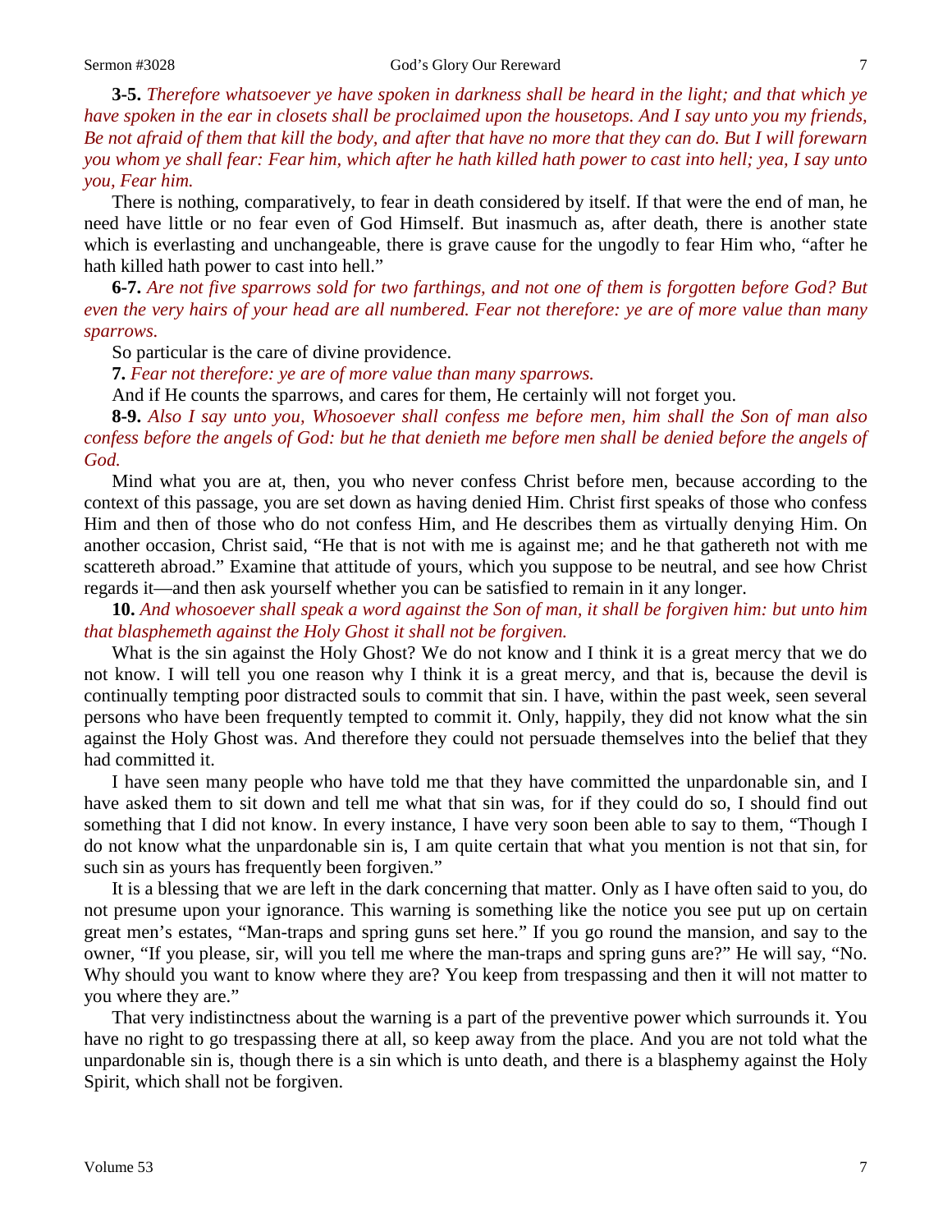**3-5.** *Therefore whatsoever ye have spoken in darkness shall be heard in the light; and that which ye have spoken in the ear in closets shall be proclaimed upon the housetops. And I say unto you my friends, Be not afraid of them that kill the body, and after that have no more that they can do. But I will forewarn you whom ye shall fear: Fear him, which after he hath killed hath power to cast into hell; yea, I say unto you, Fear him.*

There is nothing, comparatively, to fear in death considered by itself. If that were the end of man, he need have little or no fear even of God Himself. But inasmuch as, after death, there is another state which is everlasting and unchangeable, there is grave cause for the ungodly to fear Him who, "after he hath killed hath power to cast into hell."

**6-7.** *Are not five sparrows sold for two farthings, and not one of them is forgotten before God? But even the very hairs of your head are all numbered. Fear not therefore: ye are of more value than many sparrows.*

So particular is the care of divine providence.

**7.** *Fear not therefore: ye are of more value than many sparrows.*

And if He counts the sparrows, and cares for them, He certainly will not forget you.

**8-9.** *Also I say unto you, Whosoever shall confess me before men, him shall the Son of man also confess before the angels of God: but he that denieth me before men shall be denied before the angels of God.*

Mind what you are at, then, you who never confess Christ before men, because according to the context of this passage, you are set down as having denied Him. Christ first speaks of those who confess Him and then of those who do not confess Him, and He describes them as virtually denying Him. On another occasion, Christ said, "He that is not with me is against me; and he that gathereth not with me scattereth abroad." Examine that attitude of yours, which you suppose to be neutral, and see how Christ regards it—and then ask yourself whether you can be satisfied to remain in it any longer.

**10.** *And whosoever shall speak a word against the Son of man, it shall be forgiven him: but unto him that blasphemeth against the Holy Ghost it shall not be forgiven.*

What is the sin against the Holy Ghost? We do not know and I think it is a great mercy that we do not know. I will tell you one reason why I think it is a great mercy, and that is, because the devil is continually tempting poor distracted souls to commit that sin. I have, within the past week, seen several persons who have been frequently tempted to commit it. Only, happily, they did not know what the sin against the Holy Ghost was. And therefore they could not persuade themselves into the belief that they had committed it.

I have seen many people who have told me that they have committed the unpardonable sin, and I have asked them to sit down and tell me what that sin was, for if they could do so, I should find out something that I did not know. In every instance, I have very soon been able to say to them, "Though I do not know what the unpardonable sin is, I am quite certain that what you mention is not that sin, for such sin as yours has frequently been forgiven."

It is a blessing that we are left in the dark concerning that matter. Only as I have often said to you, do not presume upon your ignorance. This warning is something like the notice you see put up on certain great men's estates, "Man-traps and spring guns set here." If you go round the mansion, and say to the owner, "If you please, sir, will you tell me where the man-traps and spring guns are?" He will say, "No. Why should you want to know where they are? You keep from trespassing and then it will not matter to you where they are."

That very indistinctness about the warning is a part of the preventive power which surrounds it. You have no right to go trespassing there at all, so keep away from the place. And you are not told what the unpardonable sin is, though there is a sin which is unto death, and there is a blasphemy against the Holy Spirit, which shall not be forgiven.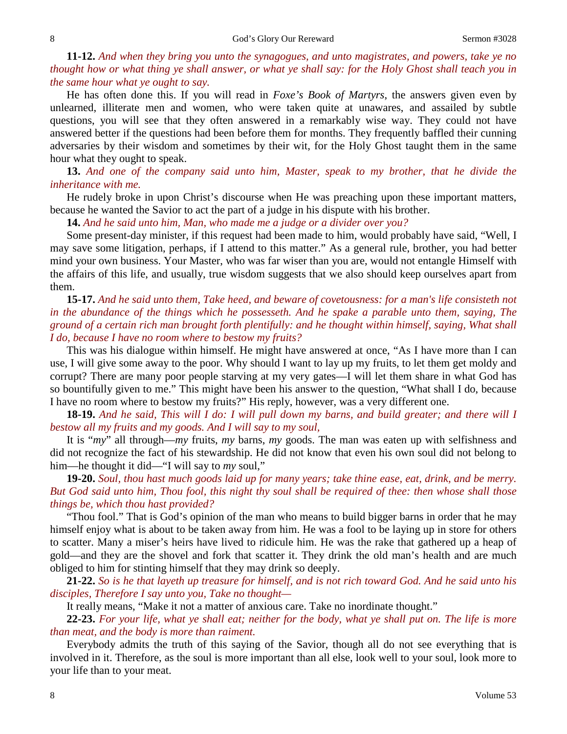**11-12.** *And when they bring you unto the synagogues, and unto magistrates, and powers, take ye no thought how or what thing ye shall answer, or what ye shall say: for the Holy Ghost shall teach you in the same hour what ye ought to say.*

He has often done this. If you will read in *Foxe's Book of Martyrs*, the answers given even by unlearned, illiterate men and women, who were taken quite at unawares, and assailed by subtle questions, you will see that they often answered in a remarkably wise way. They could not have answered better if the questions had been before them for months. They frequently baffled their cunning adversaries by their wisdom and sometimes by their wit, for the Holy Ghost taught them in the same hour what they ought to speak.

**13.** *And one of the company said unto him, Master, speak to my brother, that he divide the inheritance with me.*

He rudely broke in upon Christ's discourse when He was preaching upon these important matters, because he wanted the Savior to act the part of a judge in his dispute with his brother.

**14.** *And he said unto him, Man, who made me a judge or a divider over you?*

Some present-day minister, if this request had been made to him, would probably have said, "Well, I may save some litigation, perhaps, if I attend to this matter." As a general rule, brother, you had better mind your own business. Your Master, who was far wiser than you are, would not entangle Himself with the affairs of this life, and usually, true wisdom suggests that we also should keep ourselves apart from them.

**15-17.** *And he said unto them, Take heed, and beware of covetousness: for a man's life consisteth not in the abundance of the things which he possesseth. And he spake a parable unto them, saying, The ground of a certain rich man brought forth plentifully: and he thought within himself, saying, What shall I do, because I have no room where to bestow my fruits?*

This was his dialogue within himself. He might have answered at once, "As I have more than I can use, I will give some away to the poor. Why should I want to lay up my fruits, to let them get moldy and corrupt? There are many poor people starving at my very gates—I will let them share in what God has so bountifully given to me." This might have been his answer to the question, "What shall I do, because I have no room where to bestow my fruits?" His reply, however, was a very different one.

**18-19.** *And he said, This will I do: I will pull down my barns, and build greater; and there will I bestow all my fruits and my goods. And I will say to my soul,*

It is "*my*" all through—*my* fruits, *my* barns, *my* goods. The man was eaten up with selfishness and did not recognize the fact of his stewardship. He did not know that even his own soul did not belong to him—he thought it did—"I will say to *my* soul,"

**19-20.** *Soul, thou hast much goods laid up for many years; take thine ease, eat, drink, and be merry. But God said unto him, Thou fool, this night thy soul shall be required of thee: then whose shall those things be, which thou hast provided?*

"Thou fool." That is God's opinion of the man who means to build bigger barns in order that he may himself enjoy what is about to be taken away from him. He was a fool to be laying up in store for others to scatter. Many a miser's heirs have lived to ridicule him. He was the rake that gathered up a heap of gold—and they are the shovel and fork that scatter it. They drink the old man's health and are much obliged to him for stinting himself that they may drink so deeply.

**21-22.** *So is he that layeth up treasure for himself, and is not rich toward God. And he said unto his disciples, Therefore I say unto you, Take no thought—*

It really means, "Make it not a matter of anxious care. Take no inordinate thought."

**22-23.** *For your life, what ye shall eat; neither for the body, what ye shall put on. The life is more than meat, and the body is more than raiment.*

Everybody admits the truth of this saying of the Savior, though all do not see everything that is involved in it. Therefore, as the soul is more important than all else, look well to your soul, look more to your life than to your meat.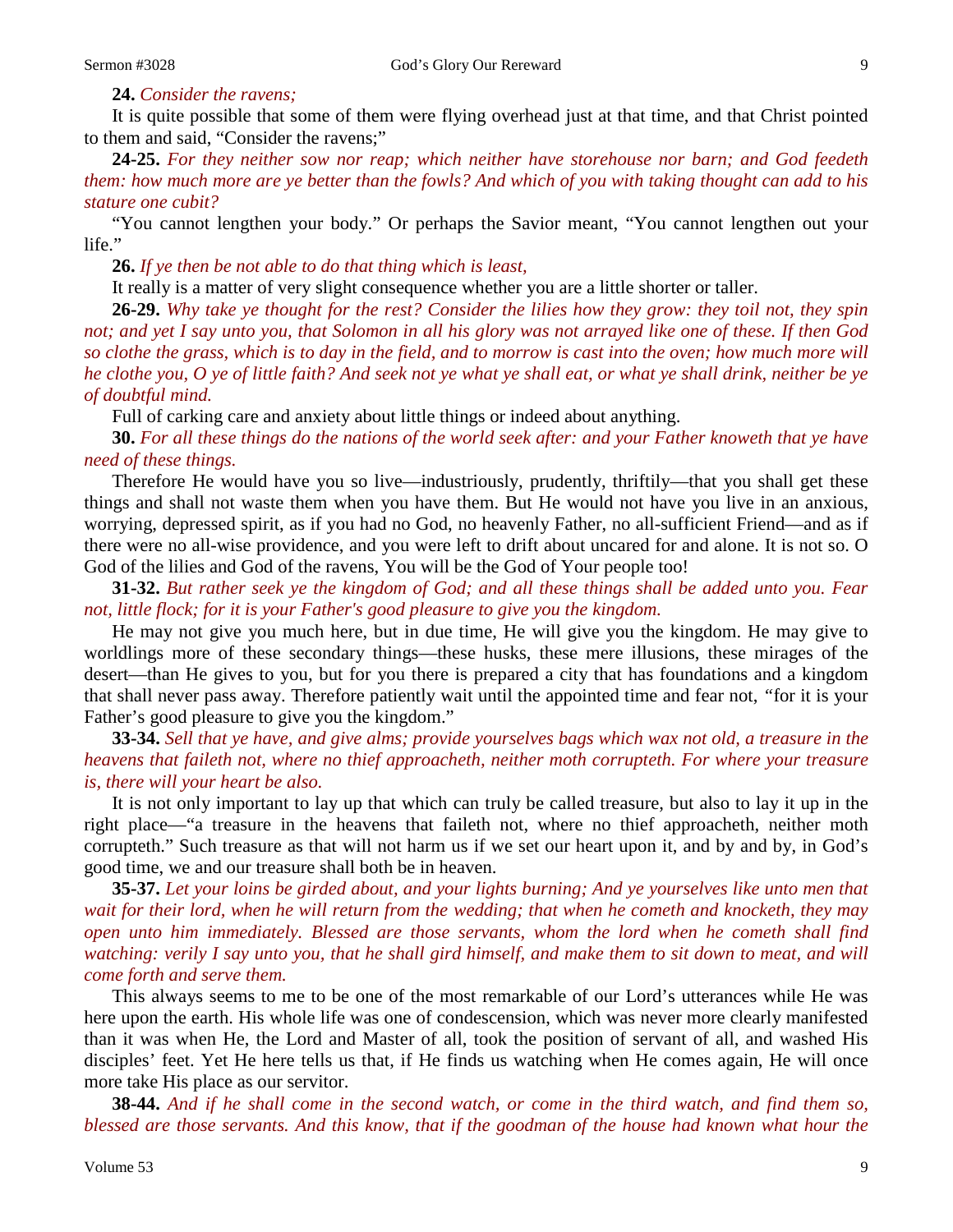**24.** *Consider the ravens;*

It is quite possible that some of them were flying overhead just at that time, and that Christ pointed to them and said, "Consider the ravens;"

**24-25.** *For they neither sow nor reap; which neither have storehouse nor barn; and God feedeth them: how much more are ye better than the fowls? And which of you with taking thought can add to his stature one cubit?*

"You cannot lengthen your body." Or perhaps the Savior meant, "You cannot lengthen out your life."

**26.** *If ye then be not able to do that thing which is least,*

It really is a matter of very slight consequence whether you are a little shorter or taller.

**26-29.** *Why take ye thought for the rest? Consider the lilies how they grow: they toil not, they spin not; and yet I say unto you, that Solomon in all his glory was not arrayed like one of these. If then God so clothe the grass, which is to day in the field, and to morrow is cast into the oven; how much more will he clothe you, O ye of little faith? And seek not ye what ye shall eat, or what ye shall drink, neither be ye of doubtful mind.*

Full of carking care and anxiety about little things or indeed about anything.

**30.** *For all these things do the nations of the world seek after: and your Father knoweth that ye have need of these things.*

Therefore He would have you so live—industriously, prudently, thriftily—that you shall get these things and shall not waste them when you have them. But He would not have you live in an anxious, worrying, depressed spirit, as if you had no God, no heavenly Father, no all-sufficient Friend—and as if there were no all-wise providence, and you were left to drift about uncared for and alone. It is not so. O God of the lilies and God of the ravens, You will be the God of Your people too!

**31-32.** *But rather seek ye the kingdom of God; and all these things shall be added unto you. Fear not, little flock; for it is your Father's good pleasure to give you the kingdom.*

He may not give you much here, but in due time, He will give you the kingdom. He may give to worldlings more of these secondary things—these husks, these mere illusions, these mirages of the desert—than He gives to you, but for you there is prepared a city that has foundations and a kingdom that shall never pass away. Therefore patiently wait until the appointed time and fear not, "for it is your Father's good pleasure to give you the kingdom."

**33-34.** *Sell that ye have, and give alms; provide yourselves bags which wax not old, a treasure in the heavens that faileth not, where no thief approacheth, neither moth corrupteth. For where your treasure is, there will your heart be also.*

It is not only important to lay up that which can truly be called treasure, but also to lay it up in the right place—"a treasure in the heavens that faileth not, where no thief approacheth, neither moth corrupteth." Such treasure as that will not harm us if we set our heart upon it, and by and by, in God's good time, we and our treasure shall both be in heaven.

**35-37.** *Let your loins be girded about, and your lights burning; And ye yourselves like unto men that wait for their lord, when he will return from the wedding; that when he cometh and knocketh, they may open unto him immediately. Blessed are those servants, whom the lord when he cometh shall find watching: verily I say unto you, that he shall gird himself, and make them to sit down to meat, and will come forth and serve them.*

This always seems to me to be one of the most remarkable of our Lord's utterances while He was here upon the earth. His whole life was one of condescension, which was never more clearly manifested than it was when He, the Lord and Master of all, took the position of servant of all, and washed His disciples' feet. Yet He here tells us that, if He finds us watching when He comes again, He will once more take His place as our servitor.

**38-44.** *And if he shall come in the second watch, or come in the third watch, and find them so, blessed are those servants. And this know, that if the goodman of the house had known what hour the*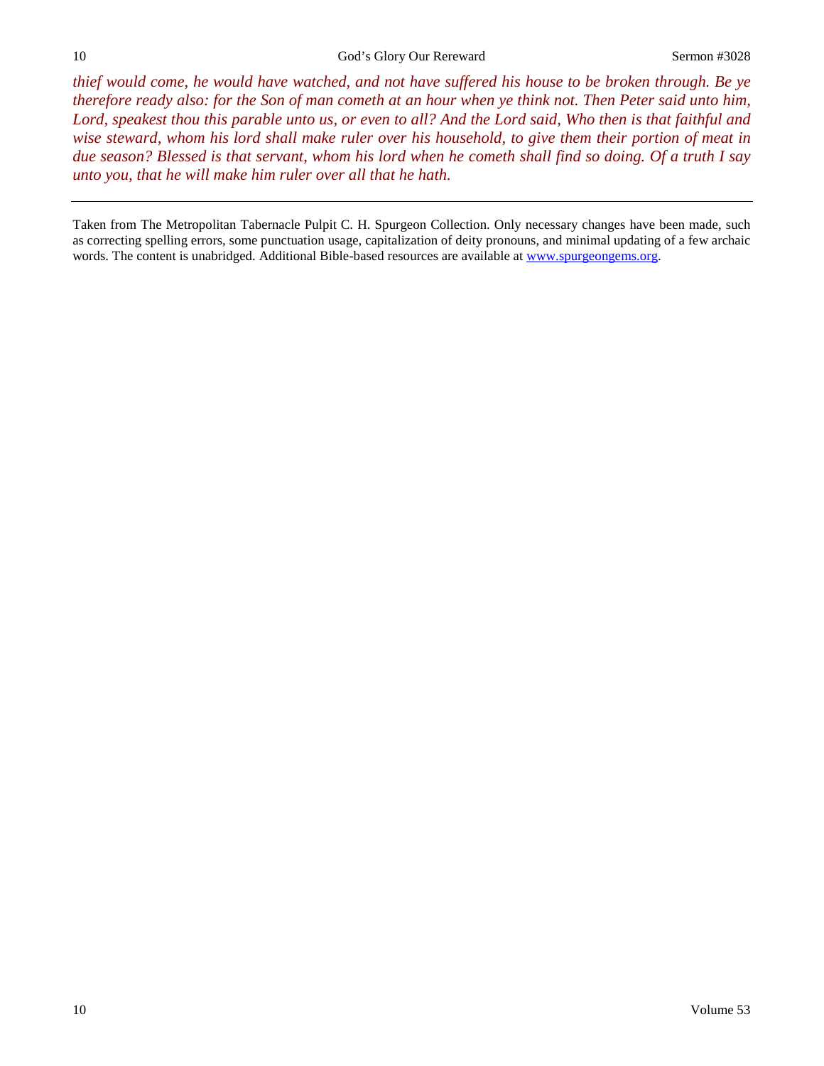*thief would come, he would have watched, and not have suffered his house to be broken through. Be ye therefore ready also: for the Son of man cometh at an hour when ye think not. Then Peter said unto him, Lord, speakest thou this parable unto us, or even to all? And the Lord said, Who then is that faithful and wise steward, whom his lord shall make ruler over his household, to give them their portion of meat in due season? Blessed is that servant, whom his lord when he cometh shall find so doing. Of a truth I say unto you, that he will make him ruler over all that he hath.*

---

Taken from The Metropolitan Tabernacle Pulpit C. H. Spurgeon Collection. Only necessary changes have been made, such as correcting spelling errors, some punctuation usage, capitalization of deity pronouns, and minimal updating of a few archaic words. The content is unabridged. Additional Bible-based resources are available at www.spurgeongems.org.